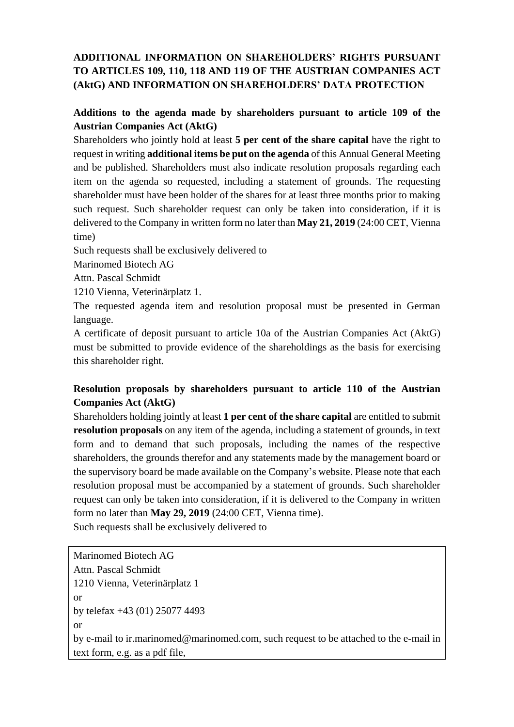# ADDITIONAL INFORMATION ON SHAREHOLDERS' RIGHTS PURSUANT TO ARTICLES 109, 110, 118 AND 119 OF THE AUSTRIAN COMPANIES ACT (AktG) AND INFORMATION ON SHAREHOLDERS' DATA PROTECTION

## Additions to the agenda made by shareholders pursuant to article 109 of the Austrian Companies Act (AktG)

Shareholders who jointly hold at least **5 per cent of the share capital** have the right to request in writing **additional items be put on the agenda** of this Annual General Meeting and be published. Shareholders must also indicate resolution proposals regarding each item on the agenda so requested, including a statement of grounds. The requesting shareholder must have been holder of the shares for at least three months prior to making such request. Such shareholder request can only be taken into consideration, if it is delivered to the Company in written form no later than **May 21, 2019** (24:00 CET, Vienna time)

Such requests shall be exclusively delivered to

Marinomed Biotech AG  
Attn. Pascal Schmidt  
1210 Vienna, Veterinärplatz 1.

The requested agenda item and resolution proposal must be presented in German language.

A certificate of deposit pursuant to article 10a of the Austrian Companies Act (AktG) must be submitted to provide evidence of the shareholdings as the basis for exercising this shareholder right.

## Resolution proposals by shareholders pursuant to article 110 of the Austrian Companies Act (AktG)

Shareholders holding jointly at least **1 per cent of the share capital** are entitled to submit **resolution proposals** on any item of the agenda, including a statement of grounds, in text form and to demand that such proposals, including the names of the respective shareholders, the grounds therefor and any statements made by the management board or the supervisory board be made available on the Company's website. Please note that each resolution proposal must be accompanied by a statement of grounds. Such shareholder request can only be taken into consideration, if it is delivered to the Company in written form no later than **May 29, 2019** (24:00 CET, Vienna time).

Such requests shall be exclusively delivered to

Marinomed Biotech AG  
Attn. Pascal Schmidt  
1210 Vienna, Veterinärplatz 1  
or  
by telefax +43 (01) 25077 4493  
or  
by e-mail to ir.marinomed@marinomed.com, such request to be attached to the e-mail in text form, e.g. as a pdf file,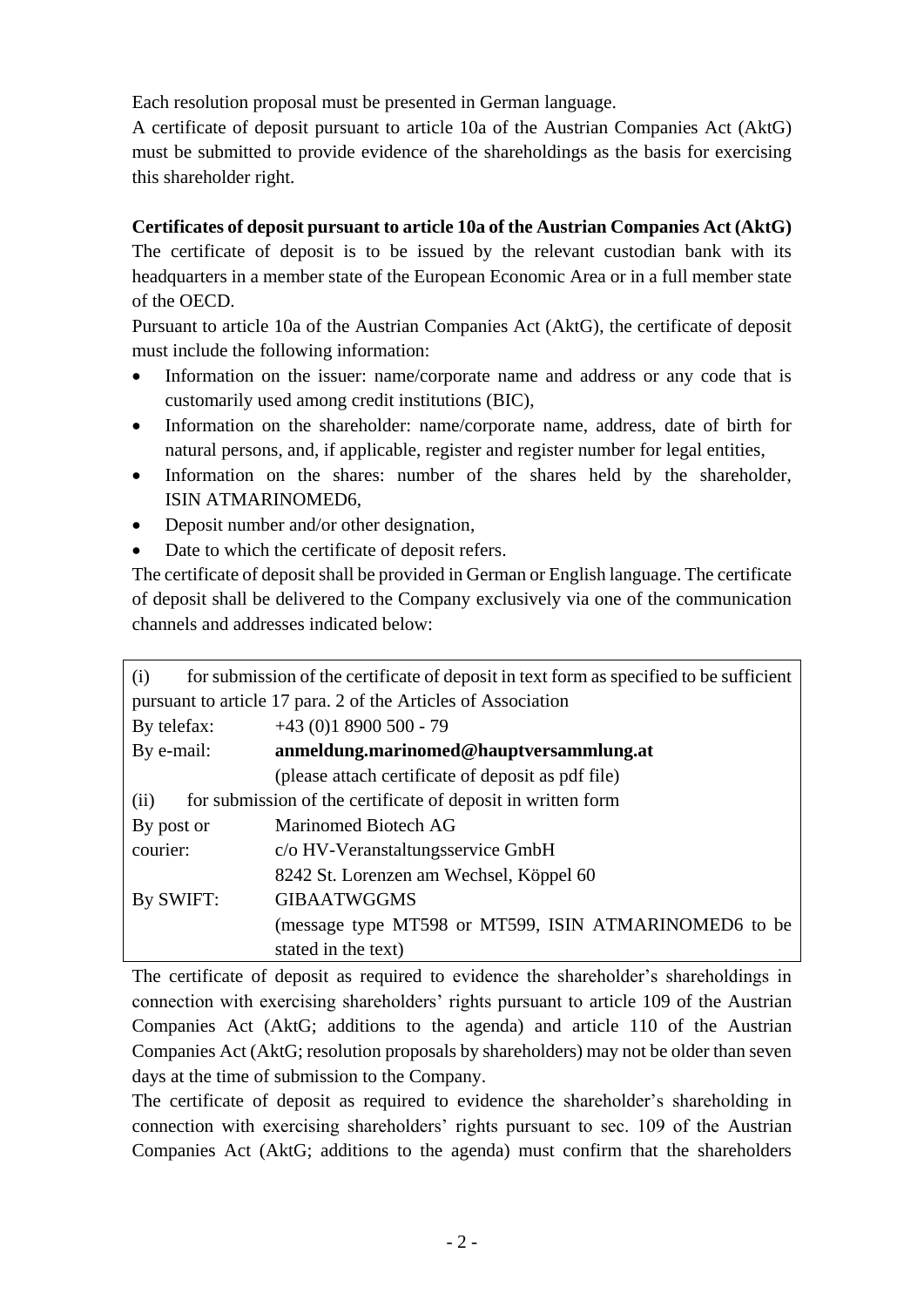Each resolution proposal must be presented in German language.

A certificate of deposit pursuant to article 10a of the Austrian Companies Act (AktG) must be submitted to provide evidence of the shareholdings as the basis for exercising this shareholder right.

**Certificates of deposit pursuant to article 10a of the Austrian Companies Act (AktG)**

The certificate of deposit is to be issued by the relevant custodian bank with its headquarters in a member state of the European Economic Area or in a full member state of the OECD.

Pursuant to article 10a of the Austrian Companies Act (AktG), the certificate of deposit must include the following information:

- Information on the issuer: name/corporate name and address or any code that is customarily used among credit institutions (BIC),
- Information on the shareholder: name/corporate name, address, date of birth for natural persons, and, if applicable, register and register number for legal entities,
- Information on the shares: number of the shares held by the shareholder, ISIN ATMARINOMED6,
- Deposit number and/or other designation,
- Date to which the certificate of deposit refers.

The certificate of deposit shall be provided in German or English language. The certificate of deposit shall be delivered to the Company exclusively via one of the communication channels and addresses indicated below:

| (i) for submission of the certificate of deposit in text form as specified to be sufficient pursuant to article 17 para. 2 of the Articles of Association | |
|---|---|
| By telefax: | +43 (0)1 8900 500 - 79 |
| By e-mail: | **anmeldung.marinomed@hauptversammlung.at** (please attach certificate of deposit as pdf file) |
| (ii) for submission of the certificate of deposit in written form | |
| By post or courier: | Marinomed Biotech AG<br>c/o HV-Veranstaltungsservice GmbH<br>8242 St. Lorenzen am Wechsel, Köppel 60 |
| By SWIFT: | GIBAATWGGMS<br>(message type MT598 or MT599, ISIN ATMARINOMED6 to be stated in the text) |

The certificate of deposit as required to evidence the shareholder's shareholdings in connection with exercising shareholders' rights pursuant to article 109 of the Austrian Companies Act (AktG; additions to the agenda) and article 110 of the Austrian Companies Act (AktG; resolution proposals by shareholders) may not be older than seven days at the time of submission to the Company.

The certificate of deposit as required to evidence the shareholder's shareholding in connection with exercising shareholders' rights pursuant to sec. 109 of the Austrian Companies Act (AktG; additions to the agenda) must confirm that the shareholders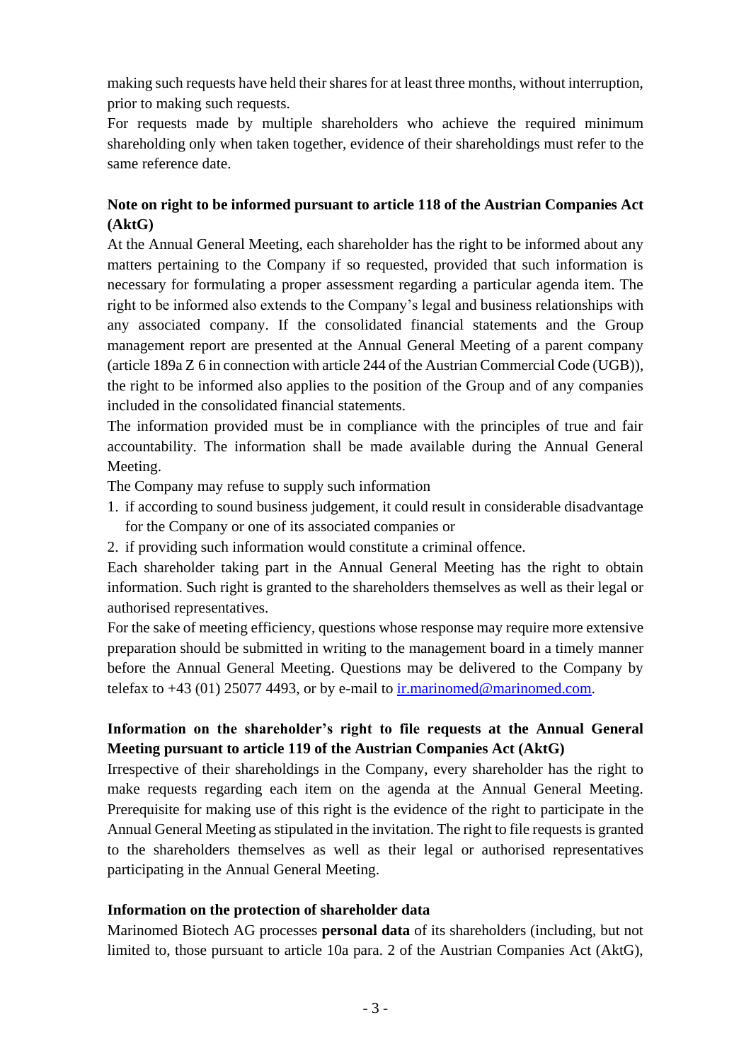making such requests have held their shares for at least three months, without interruption, prior to making such requests.

For requests made by multiple shareholders who achieve the required minimum shareholding only when taken together, evidence of their shareholdings must refer to the same reference date.

**Note on right to be informed pursuant to article 118 of the Austrian Companies Act (AktG)**

At the Annual General Meeting, each shareholder has the right to be informed about any matters pertaining to the Company if so requested, provided that such information is necessary for formulating a proper assessment regarding a particular agenda item. The right to be informed also extends to the Company's legal and business relationships with any associated company. If the consolidated financial statements and the Group management report are presented at the Annual General Meeting of a parent company (article 189a Z 6 in connection with article 244 of the Austrian Commercial Code (UGB)), the right to be informed also applies to the position of the Group and of any companies included in the consolidated financial statements.

The information provided must be in compliance with the principles of true and fair accountability. The information shall be made available during the Annual General Meeting.

The Company may refuse to supply such information

1. if according to sound business judgement, it could result in considerable disadvantage for the Company or one of its associated companies or
2. if providing such information would constitute a criminal offence.

Each shareholder taking part in the Annual General Meeting has the right to obtain information. Such right is granted to the shareholders themselves as well as their legal or authorised representatives.

For the sake of meeting efficiency, questions whose response may require more extensive preparation should be submitted in writing to the management board in a timely manner before the Annual General Meeting. Questions may be delivered to the Company by telefax to +43 (01) 25077 4493, or by e-mail to ir.marinomed@marinomed.com.

**Information on the shareholder's right to file requests at the Annual General Meeting pursuant to article 119 of the Austrian Companies Act (AktG)**

Irrespective of their shareholdings in the Company, every shareholder has the right to make requests regarding each item on the agenda at the Annual General Meeting. Prerequisite for making use of this right is the evidence of the right to participate in the Annual General Meeting as stipulated in the invitation. The right to file requests is granted to the shareholders themselves as well as their legal or authorised representatives participating in the Annual General Meeting.

**Information on the protection of shareholder data**

Marinomed Biotech AG processes **personal data** of its shareholders (including, but not limited to, those pursuant to article 10a para. 2 of the Austrian Companies Act (AktG),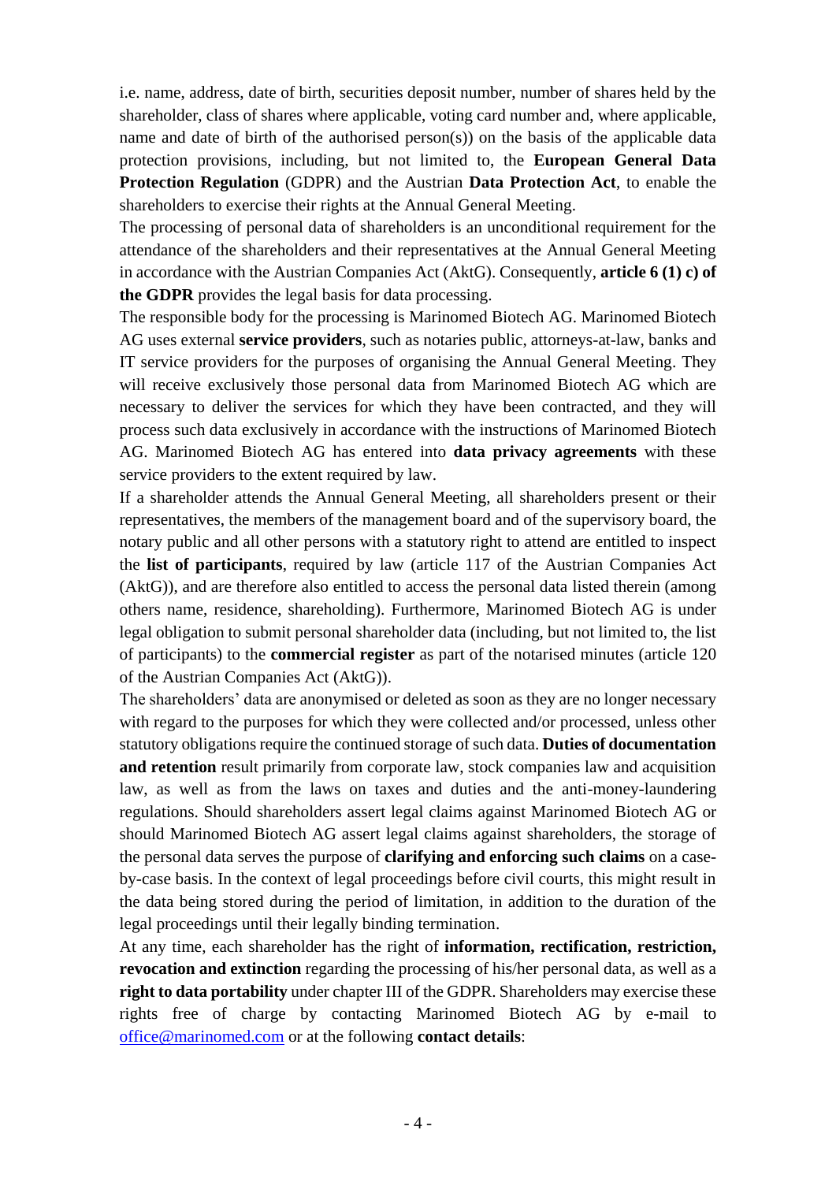i.e. name, address, date of birth, securities deposit number, number of shares held by the shareholder, class of shares where applicable, voting card number and, where applicable, name and date of birth of the authorised person(s)) on the basis of the applicable data protection provisions, including, but not limited to, the **European General Data Protection Regulation** (GDPR) and the Austrian **Data Protection Act**, to enable the shareholders to exercise their rights at the Annual General Meeting.

The processing of personal data of shareholders is an unconditional requirement for the attendance of the shareholders and their representatives at the Annual General Meeting in accordance with the Austrian Companies Act (AktG). Consequently, **article 6 (1) c) of the GDPR** provides the legal basis for data processing.

The responsible body for the processing is Marinomed Biotech AG. Marinomed Biotech AG uses external **service providers**, such as notaries public, attorneys-at-law, banks and IT service providers for the purposes of organising the Annual General Meeting. They will receive exclusively those personal data from Marinomed Biotech AG which are necessary to deliver the services for which they have been contracted, and they will process such data exclusively in accordance with the instructions of Marinomed Biotech AG. Marinomed Biotech AG has entered into **data privacy agreements** with these service providers to the extent required by law.

If a shareholder attends the Annual General Meeting, all shareholders present or their representatives, the members of the management board and of the supervisory board, the notary public and all other persons with a statutory right to attend are entitled to inspect the **list of participants**, required by law (article 117 of the Austrian Companies Act (AktG)), and are therefore also entitled to access the personal data listed therein (among others name, residence, shareholding). Furthermore, Marinomed Biotech AG is under legal obligation to submit personal shareholder data (including, but not limited to, the list of participants) to the **commercial register** as part of the notarised minutes (article 120 of the Austrian Companies Act (AktG)).

The shareholders' data are anonymised or deleted as soon as they are no longer necessary with regard to the purposes for which they were collected and/or processed, unless other statutory obligations require the continued storage of such data. **Duties of documentation and retention** result primarily from corporate law, stock companies law and acquisition law, as well as from the laws on taxes and duties and the anti-money-laundering regulations. Should shareholders assert legal claims against Marinomed Biotech AG or should Marinomed Biotech AG assert legal claims against shareholders, the storage of the personal data serves the purpose of **clarifying and enforcing such claims** on a case-by-case basis. In the context of legal proceedings before civil courts, this might result in the data being stored during the period of limitation, in addition to the duration of the legal proceedings until their legally binding termination.

At any time, each shareholder has the right of **information, rectification, restriction, revocation and extinction** regarding the processing of his/her personal data, as well as a **right to data portability** under chapter III of the GDPR. Shareholders may exercise these rights free of charge by contacting Marinomed Biotech AG by e-mail to office@marinomed.com or at the following **contact details**: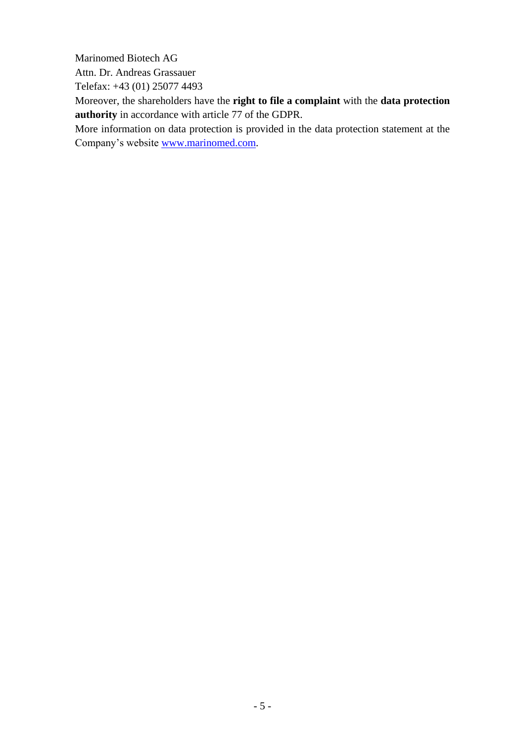Marinomed Biotech AG
Attn. Dr. Andreas Grassauer
Telefax: +43 (01) 25077 4493

Moreover, the shareholders have the **right to file a complaint** with the **data protection authority** in accordance with article 77 of the GDPR.

More information on data protection is provided in the data protection statement at the Company's website [www.marinomed.com](http://www.marinomed.com).